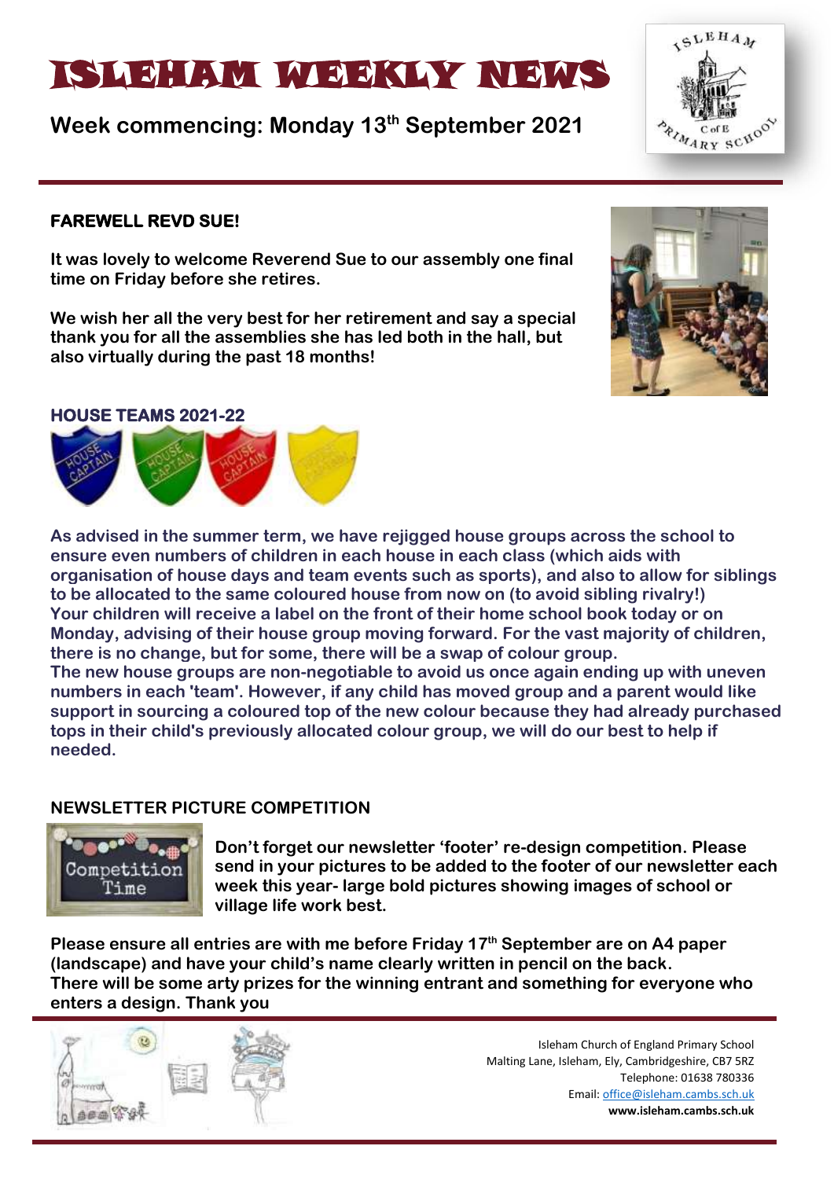# ISLEHAM WEEKLY NEWS

**Week commencing: Monday 13th September 2021**

## FAREWELL REVD SUE!

**It was lovely to welcome Reverend Sue to our assembly one final time on Friday before she retires.**

**We wish her all the very best for her retirement and say a special thank you for all the assemblies she has led both in the hall, but also virtually during the past 18 months!**

## HOUSE TEAMS 2021-22

**As advised in the summer term, we have rejigged house groups across the school to ensure even numbers of children in each house in each class (which aids with organisation of house days and team events such as sports), and also to allow for siblings to be allocated to the same coloured house from now on (to avoid sibling rivalry!) Your children will receive a label on the front of their home school book today or on Monday, advising of their house group moving forward. For the vast majority of children, there is no change, but for some, there will be a swap of colour group. The new house groups are non-negotiable to avoid us once again ending up with uneven numbers in each 'team'. However, if any child has moved group and a parent would like support in sourcing a coloured top of the new colour because they had already purchased tops in their child's previously allocated colour group, we will do our best to help if needed.**

## NEWSLETTER PICTURE COMPETITION

**Don't forget our newsletter 'footer' re-design competition. Please send in your pictures to be added to the footer of our newsletter each week this year- large bold pictures showing images of school or village life work best.**

**Please ensure all entries are with me before Friday 17th September are on A4 paper (landscape) and have your child's name clearly written in pencil on the back. There will be some arty prizes for the winning entrant and something for everyone who enters a design. Thank you**

Isleham Church of England Primary School
Malting Lane, Isleham, Ely, Cambridgeshire, CB7 5RZ
Telephone: 01638 780336
Email: office@isleham.cambs.sch.uk
**www.isleham.cambs.sch.uk**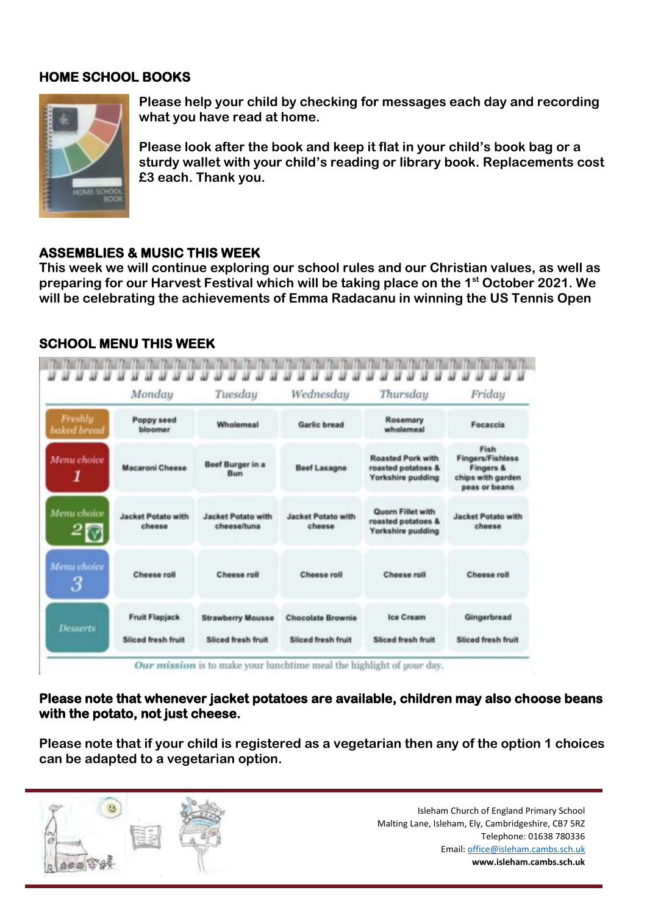## HOME SCHOOL BOOKS

**Please help your child by checking for messages each day and recording what you have read at home.**

**Please look after the book and keep it flat in your child's book bag or a sturdy wallet with your child's reading or library book. Replacements cost £3 each. Thank you.**

## ASSEMBLIES & MUSIC THIS WEEK

**This week we will continue exploring our school rules and our Christian values, as well as preparing for our Harvest Festival which will be taking place on the 1st October 2021. We will be celebrating the achievements of Emma Radacanu in winning the US Tennis Open**

## SCHOOL MENU THIS WEEK

| | Monday | Tuesday | Wednesday | Thursday | Friday |
|---|---|---|---|---|---|
| Freshly baked bread | Poppy seed bloomer | Wholemeal | Garlic bread | Rosemary wholemeal | Focaccia |
| Menu choice 1 | Macaroni Cheese | Beef Burger in a Bun | Beef Lasagne | Roasted Pork with roasted potatoes & Yorkshire pudding | Fish Fingers/Fishless Fingers & chips with garden peas or beans |
| Menu choice 2 (V) | Jacket Potato with cheese | Jacket Potato with cheese/tuna | Jacket Potato with cheese | Quorn Fillet with roasted potatoes & Yorkshire pudding | Jacket Potato with cheese |
| Menu choice 3 | Cheese roll | Cheese roll | Cheese roll | Cheese roll | Cheese roll |
| Desserts | Fruit Flapjack<br>Sliced fresh fruit | Strawberry Mousse<br>Sliced fresh fruit | Chocolate Brownie<br>Sliced fresh fruit | Ice Cream<br>Sliced fresh fruit | Gingerbread<br>Sliced fresh fruit |

*Our mission* is to make your lunchtime meal the highlight of *your* day.

**Please note that whenever jacket potatoes are available, children may also choose beans with the potato, not just cheese.**

**Please note that if your child is registered as a vegetarian then any of the option 1 choices can be adapted to a vegetarian option.**

Isleham Church of England Primary School
Malting Lane, Isleham, Ely, Cambridgeshire, CB7 5RZ
Telephone: 01638 780336
Email: office@isleham.cambs.sch.uk
**www.isleham.cambs.sch.uk**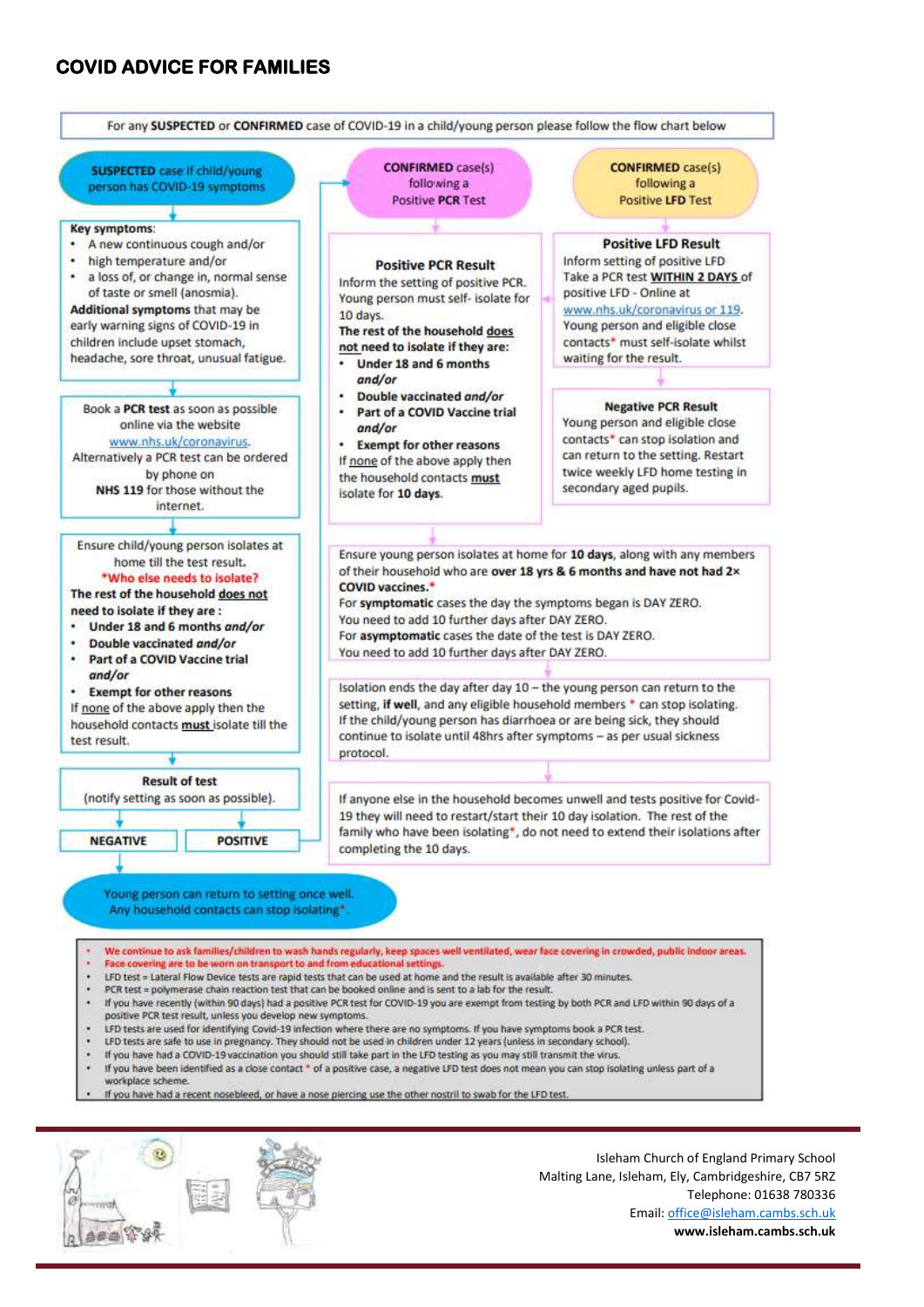## COVID ADVICE FOR FAMILIES

For any **SUSPECTED** or **CONFIRMED** case of COVID-19 in a child/young person please follow the flow chart below

**SUSPECTED** case if child/young person has COVID-19 symptoms

**Key symptoms**:

- A new continuous cough and/or
- high temperature and/or
- a loss of, or change in, normal sense of taste or smell (anosmia).

**Additional symptoms** that may be early warning signs of COVID-19 in children include upset stomach, headache, sore throat, unusual fatigue.

Book a **PCR test** as soon as possible online via the website www.nhs.uk/coronavirus. Alternatively a PCR test can be ordered by phone on **NHS 119** for those without the internet.

Ensure child/young person isolates at home till the test result.

*Who else needs to isolate?

**The rest of the household does not need to isolate if they are :**

- **Under 18 and 6 months *and/or***
- **Double vaccinated *and/or***
- **Part of a COVID Vaccine trial *and/or***
- **Exempt for other reasons**

If none of the above apply then the household contacts **must** isolate till the test result.

**Result of test**
(notify setting as soon as possible).

**NEGATIVE** | **POSITIVE**

Young person can return to setting once well. Any household contacts can stop isolating*.

---

**CONFIRMED** case(s) following a Positive **PCR** Test

**Positive PCR Result**

Inform the setting of positive PCR. Young person must self- isolate for 10 days.

**The rest of the household does not need to isolate if they are:**

- **Under 18 and 6 months *and/or***
- **Double vaccinated *and/or***
- **Part of a COVID Vaccine trial *and/or***
- **Exempt for other reasons**

If none of the above apply then the household contacts **must** isolate for **10 days**.

---

**CONFIRMED** case(s) following a Positive **LFD** Test

**Positive LFD Result**

Inform setting of positive LFD. Take a PCR test **WITHIN 2 DAYS** of positive LFD - Online at www.nhs.uk/coronavirus or 119. Young person and eligible close contacts* must self-isolate whilst waiting for the result.

**Negative PCR Result**

Young person and eligible close contacts* can stop isolation and can return to the setting. Restart twice weekly LFD home testing in secondary aged pupils.

---

Ensure young person isolates at home for **10 days**, along with any members of their household who are **over 18 yrs & 6 months and have not had 2× COVID vaccines.***

For **symptomatic** cases the day the symptoms began is DAY ZERO.
You need to add 10 further days after DAY ZERO.
For **asymptomatic** cases the date of the test is DAY ZERO.
You need to add 10 further days after DAY ZERO.

Isolation ends the day after day 10 – the young person can return to the setting, **if well**, and any eligible household members * can stop isolating. If the child/young person has diarrhoea or are being sick, they should continue to isolate until 48hrs after symptoms – as per usual sickness protocol.

If anyone else in the household becomes unwell and tests positive for Covid-19 they will need to restart/start their 10 day isolation. The rest of the family who have been isolating*, do not need to extend their isolations after completing the 10 days.

---

- **We continue to ask families/children to wash hands regularly, keep spaces well ventilated, wear face covering in crowded, public indoor areas.**
- **Face covering are to be worn on transport to and from educational settings.**
- LFD test = Lateral Flow Device tests are rapid tests that can be used at home and the result is available after 30 minutes.
- PCR test = polymerase chain reaction test that can be booked online and is sent to a lab for the result.
- If you have recently (within 90 days) had a positive PCR test for COVID-19 you are exempt from testing by both PCR and LFD within 90 days of a positive PCR test result, unless you develop new symptoms.
- LFD tests are used for identifying Covid-19 infection where there are no symptoms. If you have symptoms book a PCR test.
- LFD tests are safe to use in pregnancy. They should not be used in children under 12 years (unless in secondary school).
- If you have had a COVID-19 vaccination you should still take part in the LFD testing as you may still transmit the virus.
- If you have been identified as a close contact * of a positive case, a negative LFD test does not mean you can stop isolating unless part of a workplace scheme.
- If you have had a recent nosebleed, or have a nose piercing use the other nostril to swab for the LFD test.

Isleham Church of England Primary School
Malting Lane, Isleham, Ely, Cambridgeshire, CB7 5RZ
Telephone: 01638 780336
Email: office@isleham.cambs.sch.uk
**www.isleham.cambs.sch.uk**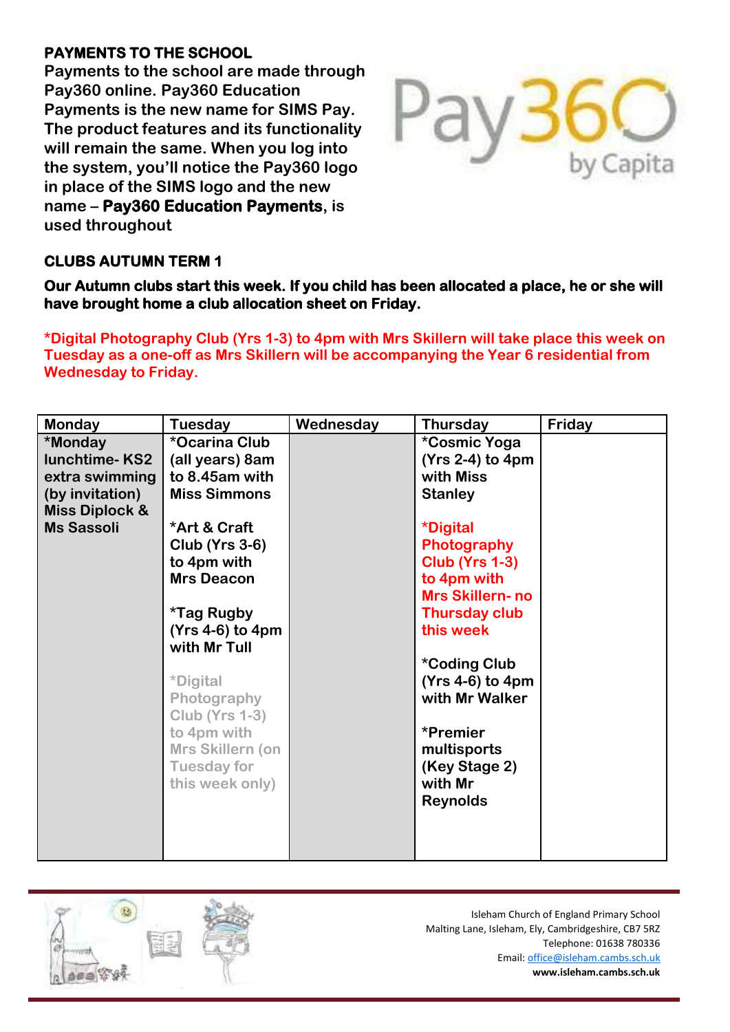## PAYMENTS TO THE SCHOOL

**Payments to the school are made through Pay360 online. Pay360 Education Payments is the new name for SIMS Pay. The product features and its functionality will remain the same. When you log into the system, you'll notice the Pay360 logo in place of the SIMS logo and the new name – Pay360 Education Payments, is used throughout**

## CLUBS AUTUMN TERM 1

**Our Autumn clubs start this week. If you child has been allocated a place, he or she will have brought home a club allocation sheet on Friday.**

**\*Digital Photography Club (Yrs 1-3) to 4pm with Mrs Skillern will take place this week on Tuesday as a one-off as Mrs Skillern will be accompanying the Year 6 residential from Wednesday to Friday.**

| Monday | Tuesday | Wednesday | Thursday | Friday |
|---|---|---|---|---|
| *Monday lunchtime- KS2 extra swimming (by invitation) Miss Diplock & Ms Sassoli | *Ocarina Club (all years) 8am to 8.45am with Miss Simmons<br><br>*Art & Craft Club (Yrs 3-6) to 4pm with Mrs Deacon<br><br>*Tag Rugby (Yrs 4-6) to 4pm with Mr Tull<br><br>*Digital Photography Club (Yrs 1-3) to 4pm with Mrs Skillern (on Tuesday for this week only) | | *Cosmic Yoga (Yrs 2-4) to 4pm with Miss Stanley<br><br>*Digital Photography Club (Yrs 1-3) to 4pm with Mrs Skillern- no Thursday club this week<br><br>*Coding Club (Yrs 4-6) to 4pm with Mr Walker<br><br>*Premier multisports (Key Stage 2) with Mr Reynolds | |

Isleham Church of England Primary School
Malting Lane, Isleham, Ely, Cambridgeshire, CB7 5RZ
Telephone: 01638 780336
Email: office@isleham.cambs.sch.uk
**www.isleham.cambs.sch.uk**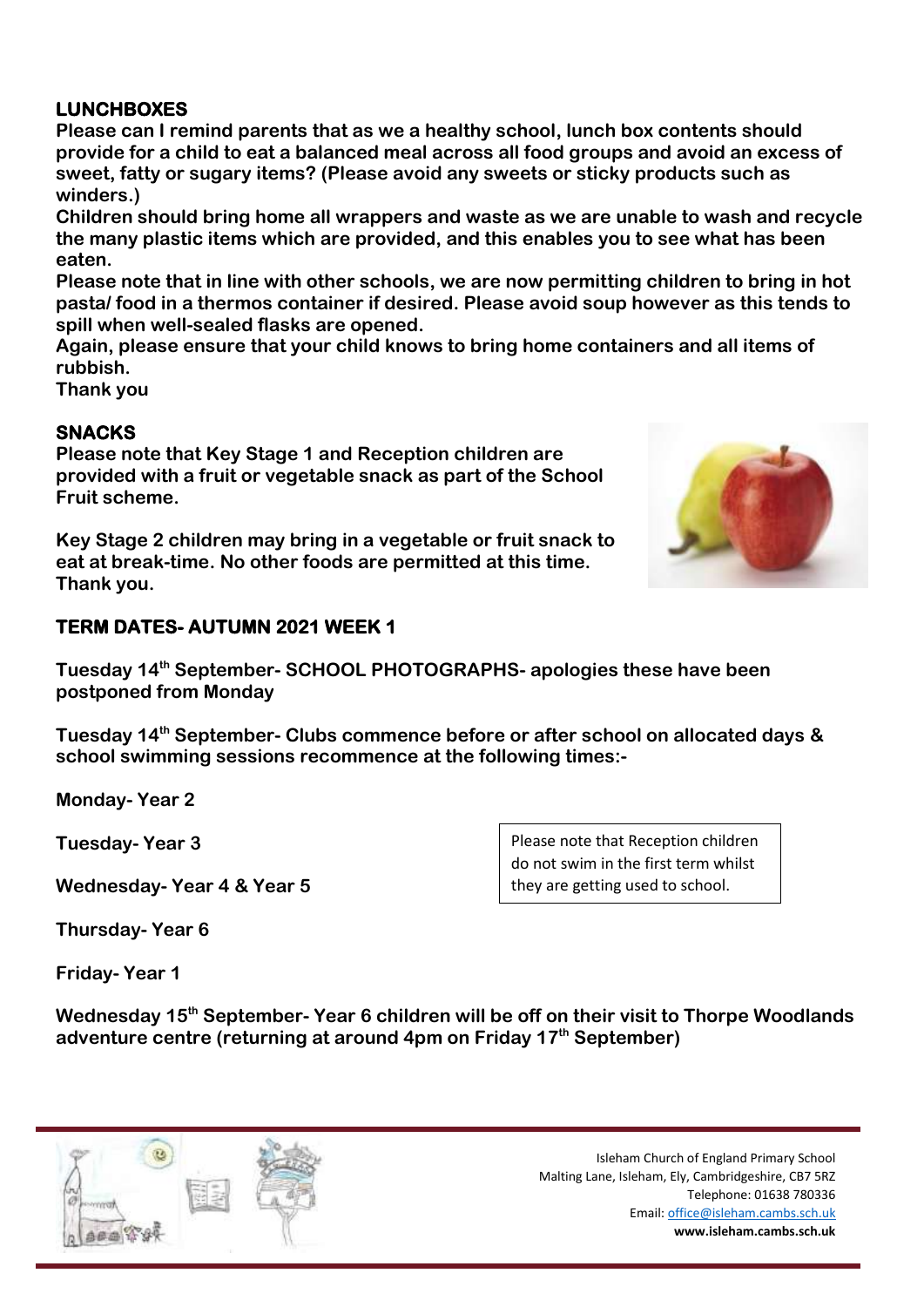## LUNCHBOXES

**Please can I remind parents that as we a healthy school, lunch box contents should provide for a child to eat a balanced meal across all food groups and avoid an excess of sweet, fatty or sugary items? (Please avoid any sweets or sticky products such as winders.)**

**Children should bring home all wrappers and waste as we are unable to wash and recycle the many plastic items which are provided, and this enables you to see what has been eaten.**

**Please note that in line with other schools, we are now permitting children to bring in hot pasta/ food in a thermos container if desired. Please avoid soup however as this tends to spill when well-sealed flasks are opened.**

**Again, please ensure that your child knows to bring home containers and all items of rubbish.**

**Thank you**

## SNACKS

**Please note that Key Stage 1 and Reception children are provided with a fruit or vegetable snack as part of the School Fruit scheme.**

**Key Stage 2 children may bring in a vegetable or fruit snack to eat at break-time. No other foods are permitted at this time. Thank you.**

## TERM DATES- AUTUMN 2021 WEEK 1

**Tuesday 14th September- SCHOOL PHOTOGRAPHS- apologies these have been postponed from Monday**

**Tuesday 14th September- Clubs commence before or after school on allocated days & school swimming sessions recommence at the following times:-**

**Monday- Year 2**

**Tuesday- Year 3**

**Wednesday- Year 4 & Year 5**

**Thursday- Year 6**

**Friday- Year 1**

Please note that Reception children do not swim in the first term whilst they are getting used to school.

**Wednesday 15th September- Year 6 children will be off on their visit to Thorpe Woodlands adventure centre (returning at around 4pm on Friday 17th September)**

Isleham Church of England Primary School
Malting Lane, Isleham, Ely, Cambridgeshire, CB7 5RZ
Telephone: 01638 780336
Email: office@isleham.cambs.sch.uk
**www.isleham.cambs.sch.uk**